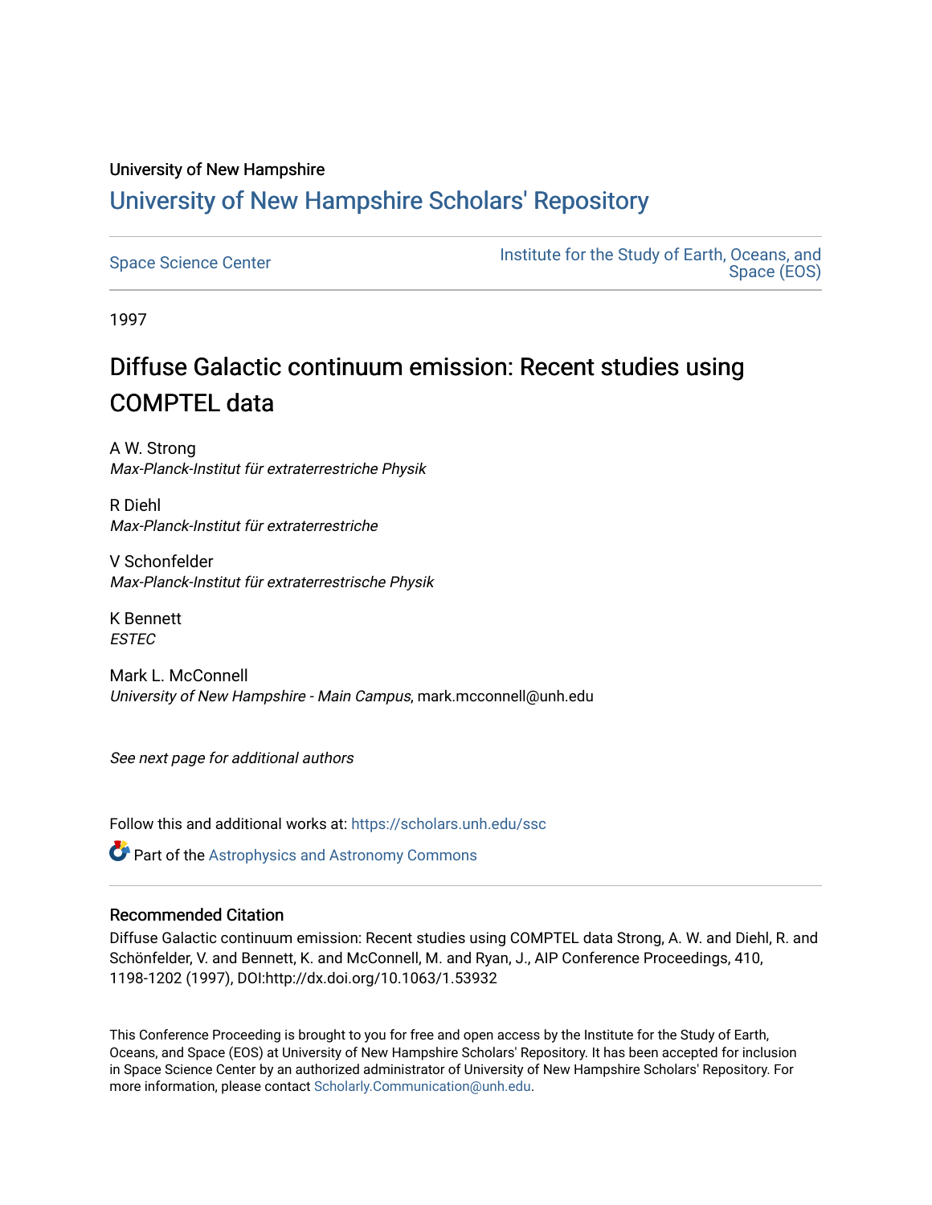University of New Hampshire

# University of New Hampshire Scholars' Repository

Space Science Center | Institute for the Study of Earth, Oceans, and Space (EOS)

1997

## Diffuse Galactic continuum emission: Recent studies using COMPTEL data

A W. Strong
*Max-Planck-Institut für extraterrestriche Physik*

R Diehl
*Max-Planck-Institut für extraterrestriche*

V Schonfelder
*Max-Planck-Institut für extraterrestrische Physik*

K Bennett
*ESTEC*

Mark L. McConnell
*University of New Hampshire - Main Campus*, mark.mcconnell@unh.edu

*See next page for additional authors*

Follow this and additional works at: https://scholars.unh.edu/ssc

Part of the Astrophysics and Astronomy Commons

### Recommended Citation

Diffuse Galactic continuum emission: Recent studies using COMPTEL data Strong, A. W. and Diehl, R. and Schönfelder, V. and Bennett, K. and McConnell, M. and Ryan, J., AIP Conference Proceedings, 410, 1198-1202 (1997), DOI:http://dx.doi.org/10.1063/1.53932

This Conference Proceeding is brought to you for free and open access by the Institute for the Study of Earth, Oceans, and Space (EOS) at University of New Hampshire Scholars' Repository. It has been accepted for inclusion in Space Science Center by an authorized administrator of University of New Hampshire Scholars' Repository. For more information, please contact Scholarly.Communication@unh.edu.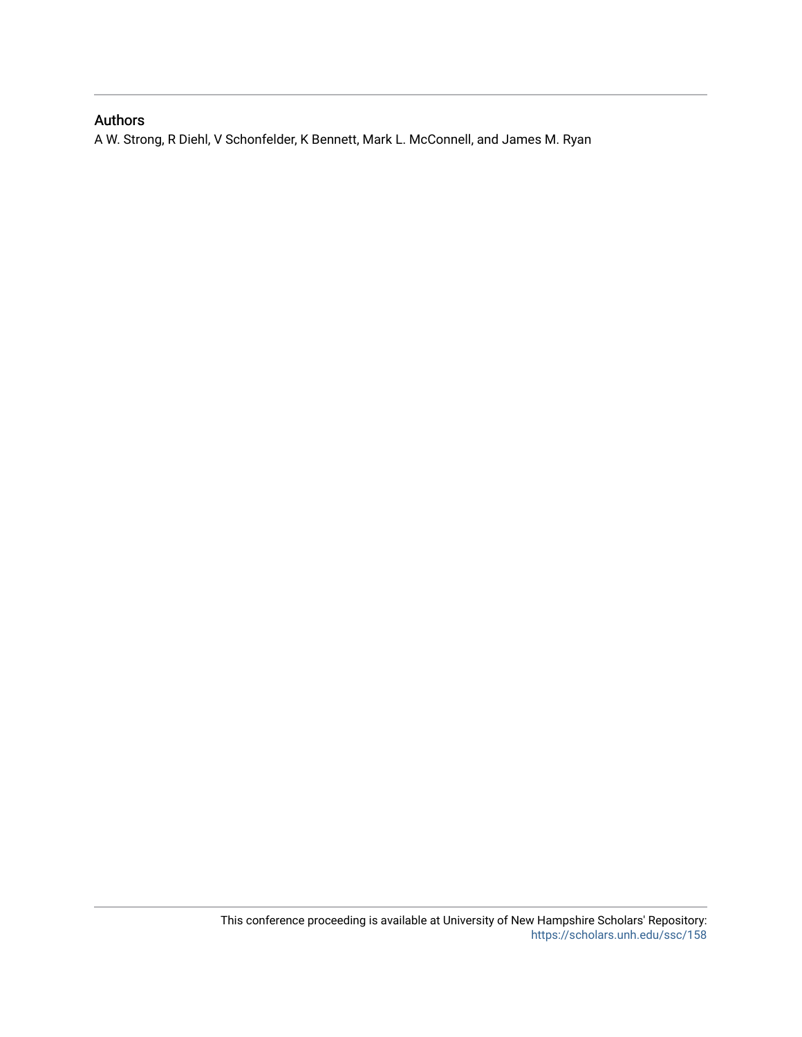## Authors

A W. Strong, R Diehl, V Schonfelder, K Bennett, Mark L. McConnell, and James M. Ryan

This conference proceeding is available at University of New Hampshire Scholars' Repository: https://scholars.unh.edu/ssc/158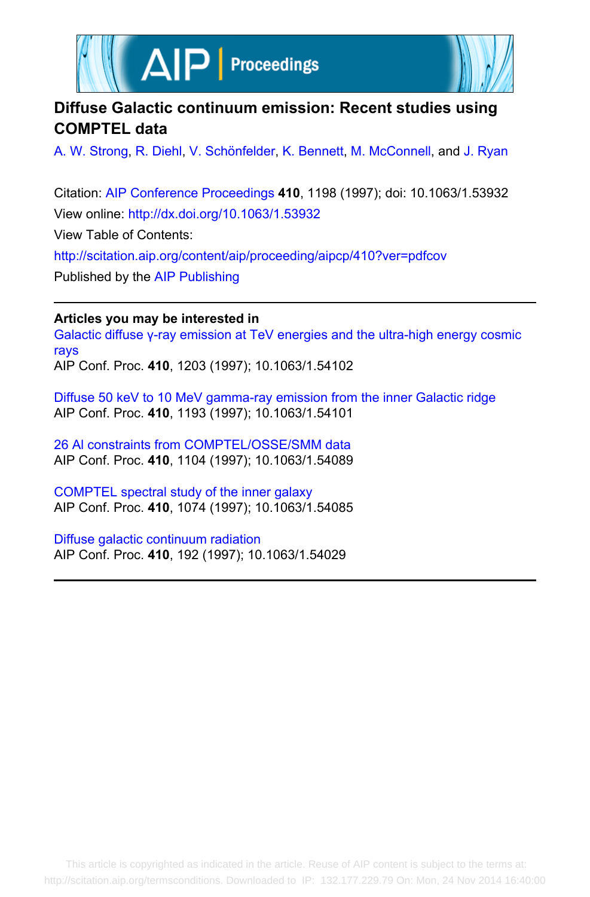# Diffuse Galactic continuum emission: Recent studies using COMPTEL data

A. W. Strong, R. Diehl, V. Schönfelder, K. Bennett, M. McConnell, and J. Ryan

Citation: AIP Conference Proceedings **410**, 1198 (1997); doi: 10.1063/1.53932

View online: http://dx.doi.org/10.1063/1.53932

View Table of Contents:

http://scitation.aip.org/content/aip/proceeding/aipcp/410?ver=pdfcov

Published by the AIP Publishing

---

**Articles you may be interested in**

Galactic diffuse γ-ray emission at TeV energies and the ultra-high energy cosmic rays

AIP Conf. Proc. **410**, 1203 (1997); 10.1063/1.54102

Diffuse 50 keV to 10 MeV gamma-ray emission from the inner Galactic ridge

AIP Conf. Proc. **410**, 1193 (1997); 10.1063/1.54101

26 Al constraints from COMPTEL/OSSE/SMM data

AIP Conf. Proc. **410**, 1104 (1997); 10.1063/1.54089

COMPTEL spectral study of the inner galaxy

AIP Conf. Proc. **410**, 1074 (1997); 10.1063/1.54085

Diffuse galactic continuum radiation

AIP Conf. Proc. **410**, 192 (1997); 10.1063/1.54029

---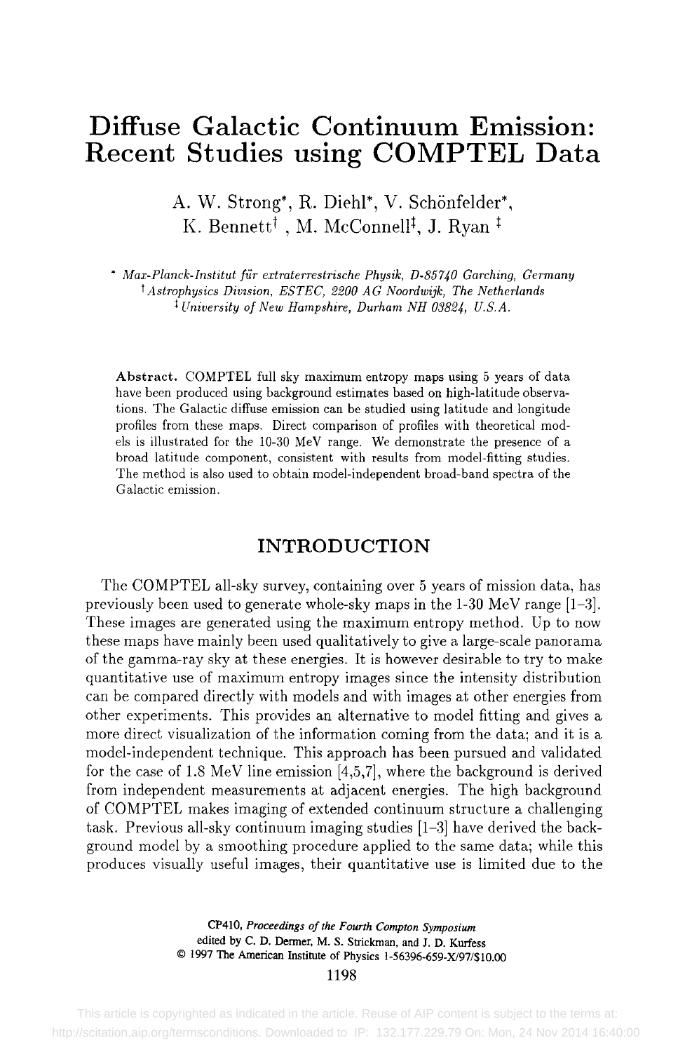# Diffuse Galactic Continuum Emission: Recent Studies using COMPTEL Data

A. W. Strong*, R. Diehl*, V. Schönfelder*,
K. Bennett† , M. McConnell‡, J. Ryan ‡

\* *Max-Planck-Institut für extraterrestrische Physik, D-85740 Garching, Germany*
† *Astrophysics Division, ESTEC, 2200 AG Noordwijk, The Netherlands*
‡ *University of New Hampshire, Durham NH 03824, U.S.A.*

**Abstract.** COMPTEL full sky maximum entropy maps using 5 years of data have been produced using background estimates based on high-latitude observations. The Galactic diffuse emission can be studied using latitude and longitude profiles from these maps. Direct comparison of profiles with theoretical models is illustrated for the 10-30 MeV range. We demonstrate the presence of a broad latitude component, consistent with results from model-fitting studies. The method is also used to obtain model-independent broad-band spectra of the Galactic emission.

## INTRODUCTION

The COMPTEL all-sky survey, containing over 5 years of mission data, has previously been used to generate whole-sky maps in the 1-30 MeV range [1–3]. These images are generated using the maximum entropy method. Up to now these maps have mainly been used qualitatively to give a large-scale panorama of the gamma-ray sky at these energies. It is however desirable to try to make quantitative use of maximum entropy images since the intensity distribution can be compared directly with models and with images at other energies from other experiments. This provides an alternative to model fitting and gives a more direct visualization of the information coming from the data; and it is a model-independent technique. This approach has been pursued and validated for the case of 1.8 MeV line emission [4,5,7], where the background is derived from independent measurements at adjacent energies. The high background of COMPTEL makes imaging of extended continuum structure a challenging task. Previous all-sky continuum imaging studies [1–3] have derived the background model by a smoothing procedure applied to the same data; while this produces visually useful images, their quantitative use is limited due to the

CP410, *Proceedings of the Fourth Compton Symposium*
edited by C. D. Dermer, M. S. Strickman, and J. D. Kurfess
© 1997 The American Institute of Physics 1-56396-659-X/97/$10.00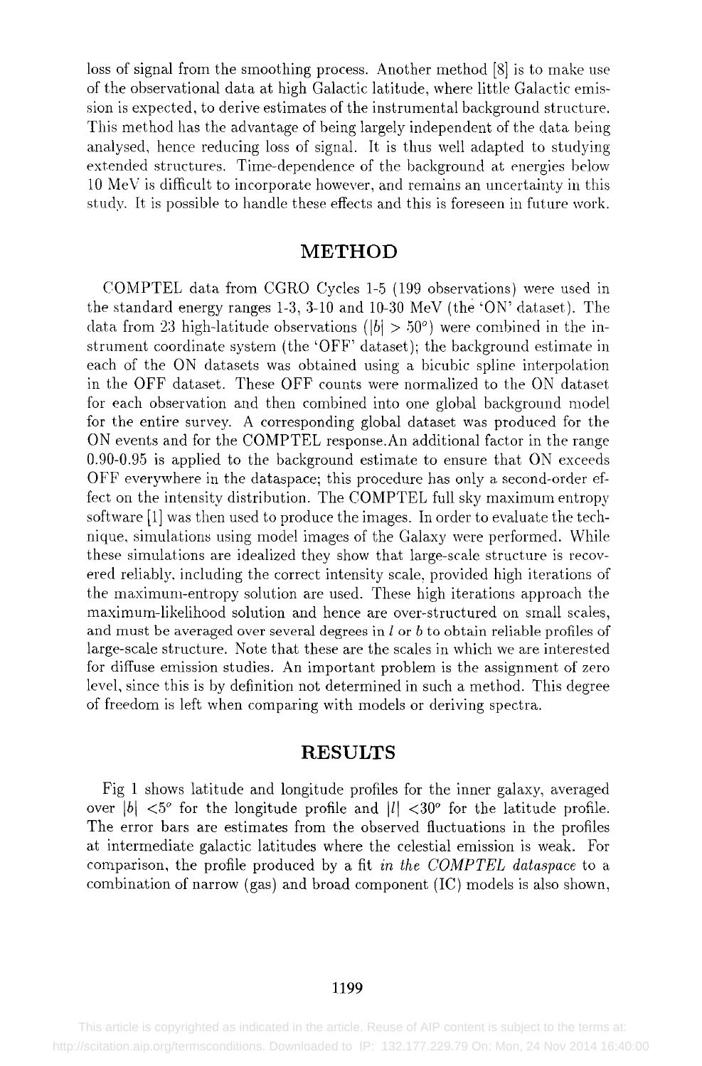loss of signal from the smoothing process. Another method [8] is to make use of the observational data at high Galactic latitude, where little Galactic emission is expected, to derive estimates of the instrumental background structure. This method has the advantage of being largely independent of the data being analysed, hence reducing loss of signal. It is thus well adapted to studying extended structures. Time-dependence of the background at energies below 10 MeV is difficult to incorporate however, and remains an uncertainty in this study. It is possible to handle these effects and this is foreseen in future work.

## METHOD

COMPTEL data from CGRO Cycles 1-5 (199 observations) were used in the standard energy ranges 1-3, 3-10 and 10-30 MeV (the 'ON' dataset). The data from 23 high-latitude observations ($|b| > 50^{o}$) were combined in the instrument coordinate system (the 'OFF' dataset); the background estimate in each of the ON datasets was obtained using a bicubic spline interpolation in the OFF dataset. These OFF counts were normalized to the ON dataset for each observation and then combined into one global background model for the entire survey. A corresponding global dataset was produced for the ON events and for the COMPTEL response.An additional factor in the range 0.90-0.95 is applied to the background estimate to ensure that ON exceeds OFF everywhere in the dataspace; this procedure has only a second-order effect on the intensity distribution. The COMPTEL full sky maximum entropy software [1] was then used to produce the images. In order to evaluate the technique, simulations using model images of the Galaxy were performed. While these simulations are idealized they show that large-scale structure is recovered reliably, including the correct intensity scale, provided high iterations of the maximum-entropy solution are used. These high iterations approach the maximum-likelihood solution and hence are over-structured on small scales, and must be averaged over several degrees in $l$ or $b$ to obtain reliable profiles of large-scale structure. Note that these are the scales in which we are interested for diffuse emission studies. An important problem is the assignment of zero level, since this is by definition not determined in such a method. This degree of freedom is left when comparing with models or deriving spectra.

## RESULTS

Fig 1 shows latitude and longitude profiles for the inner galaxy, averaged over $|b| < 5^{o}$ for the longitude profile and $|l| < 30^{o}$ for the latitude profile. The error bars are estimates from the observed fluctuations in the profiles at intermediate galactic latitudes where the celestial emission is weak. For comparison, the profile produced by a fit *in the COMPTEL dataspace* to a combination of narrow (gas) and broad component (IC) models is also shown,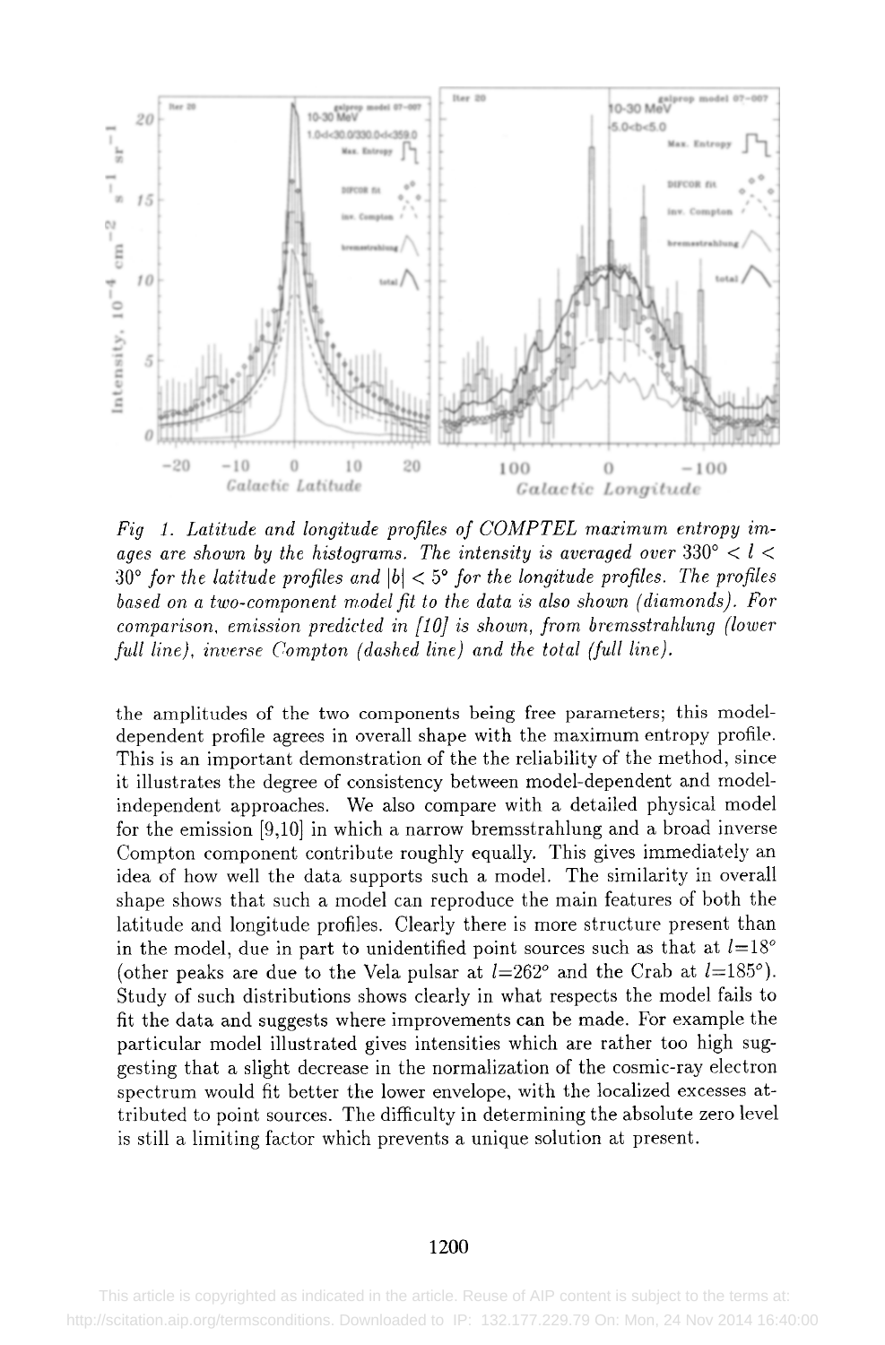*Fig 1. Latitude and longitude profiles of COMPTEL maximum entropy images are shown by the histograms. The intensity is averaged over $330° < l < 30°$ for the latitude profiles and $|b| < 5°$ for the longitude profiles. The profiles based on a two-component model fit to the data is also shown (diamonds). For comparison, emission predicted in [10] is shown, from bremsstrahlung (lower full line), inverse Compton (dashed line) and the total (full line).*

the amplitudes of the two components being free parameters; this model-dependent profile agrees in overall shape with the maximum entropy profile. This is an important demonstration of the the reliability of the method, since it illustrates the degree of consistency between model-dependent and model-independent approaches. We also compare with a detailed physical model for the emission [9,10] in which a narrow bremsstrahlung and a broad inverse Compton component contribute roughly equally. This gives immediately an idea of how well the data supports such a model. The similarity in overall shape shows that such a model can reproduce the main features of both the latitude and longitude profiles. Clearly there is more structure present than in the model, due in part to unidentified point sources such as that at $l$=18° (other peaks are due to the Vela pulsar at $l$=262° and the Crab at $l$=185°). Study of such distributions shows clearly in what respects the model fails to fit the data and suggests where improvements can be made. For example the particular model illustrated gives intensities which are rather too high suggesting that a slight decrease in the normalization of the cosmic-ray electron spectrum would fit better the lower envelope, with the localized excesses attributed to point sources. The difficulty in determining the absolute zero level is still a limiting factor which prevents a unique solution at present.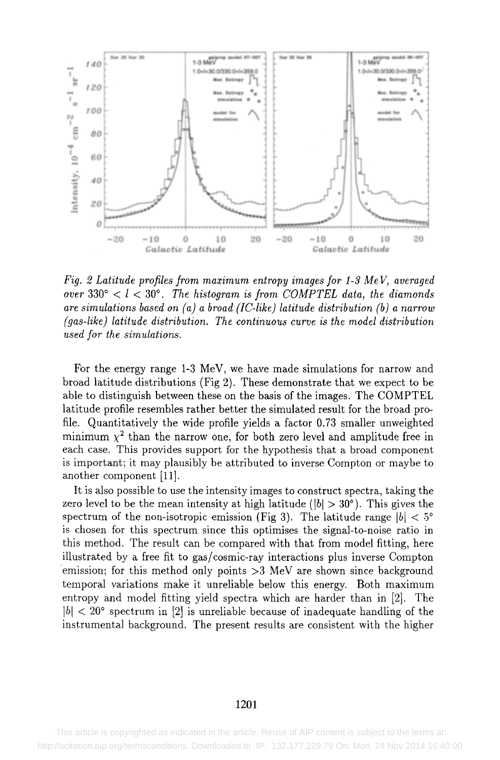*Fig. 2 Latitude profiles from maximum entropy images for 1-3 MeV, averaged over $330° < l < 30°$. The histogram is from COMPTEL data, the diamonds are simulations based on (a) a broad (IC-like) latitude distribution (b) a narrow (gas-like) latitude distribution. The continuous curve is the model distribution used for the simulations.*

For the energy range 1-3 MeV, we have made simulations for narrow and broad latitude distributions (Fig 2). These demonstrate that we expect to be able to distinguish between these on the basis of the images. The COMPTEL latitude profile resembles rather better the simulated result for the broad profile. Quantitatively the wide profile yields a factor 0.73 smaller unweighted minimum $\chi^2$ than the narrow one, for both zero level and amplitude free in each case. This provides support for the hypothesis that a broad component is important; it may plausibly be attributed to inverse Compton or maybe to another component [11].

It is also possible to use the intensity images to construct spectra, taking the zero level to be the mean intensity at high latitude ($|b| > 30°$). This gives the spectrum of the non-isotropic emission (Fig 3). The latitude range $|b| < 5°$ is chosen for this spectrum since this optimises the signal-to-noise ratio in this method. The result can be compared with that from model fitting, here illustrated by a free fit to gas/cosmic-ray interactions plus inverse Compton emission; for this method only points >3 MeV are shown since background temporal variations make it unreliable below this energy. Both maximum entropy and model fitting yield spectra which are harder than in [2]. The $|b| < 20°$ spectrum in [2] is unreliable because of inadequate handling of the instrumental background. The present results are consistent with the higher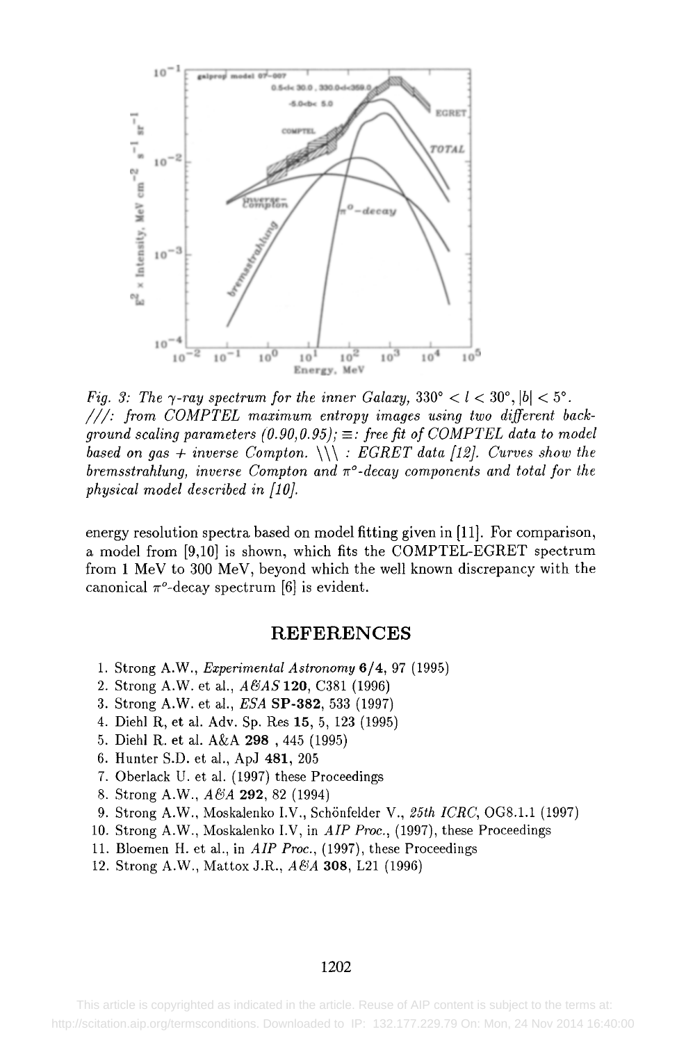galprop model 07-007

0.5<l< 30.0 , 330.0<l<359.0

-5.0<b< 5.0

EGRET

COMPTEL

TOTAL

inverse-Compton

$\pi^0$-decay

bremsstrahlung

$E^2$ × Intensity, MeV cm$^{-2}$ s$^{-1}$ sr$^{-1}$

Energy, MeV

*Fig. 3: The $\gamma$-ray spectrum for the inner Galaxy, $330° < l < 30°, |b| < 5°$. ///: from COMPTEL maximum entropy images using two different background scaling parameters (0.90,0.95); ≡: free fit of COMPTEL data to model based on gas + inverse Compton. \\\ : EGRET data [12]. Curves show the bremsstrahlung, inverse Compton and $\pi^o$-decay components and total for the physical model described in [10].*

energy resolution spectra based on model fitting given in [11]. For comparison, a model from [9,10] is shown, which fits the COMPTEL-EGRET spectrum from 1 MeV to 300 MeV, beyond which the well known discrepancy with the canonical $\pi^o$-decay spectrum [6] is evident.

## REFERENCES

1. Strong A.W., *Experimental Astronomy* **6/4**, 97 (1995)
2. Strong A.W. et al., *A&AS* **120**, C381 (1996)
3. Strong A.W. et al., *ESA* **SP-382**, 533 (1997)
4. Diehl R, et al. Adv. Sp. Res **15**, 5, 123 (1995)
5. Diehl R. et al. A&A **298** , 445 (1995)
6. Hunter S.D. et al., ApJ **481**, 205
7. Oberlack U. et al. (1997) these Proceedings
8. Strong A.W., *A&A* **292**, 82 (1994)
9. Strong A.W., Moskalenko I.V., Schönfelder V., *25th ICRC*, OG8.1.1 (1997)
10. Strong A.W., Moskalenko I.V, in *AIP Proc.*, (1997), these Proceedings
11. Bloemen H. et al., in *AIP Proc.*, (1997), these Proceedings
12. Strong A.W., Mattox J.R., *A&A* **308**, L21 (1996)